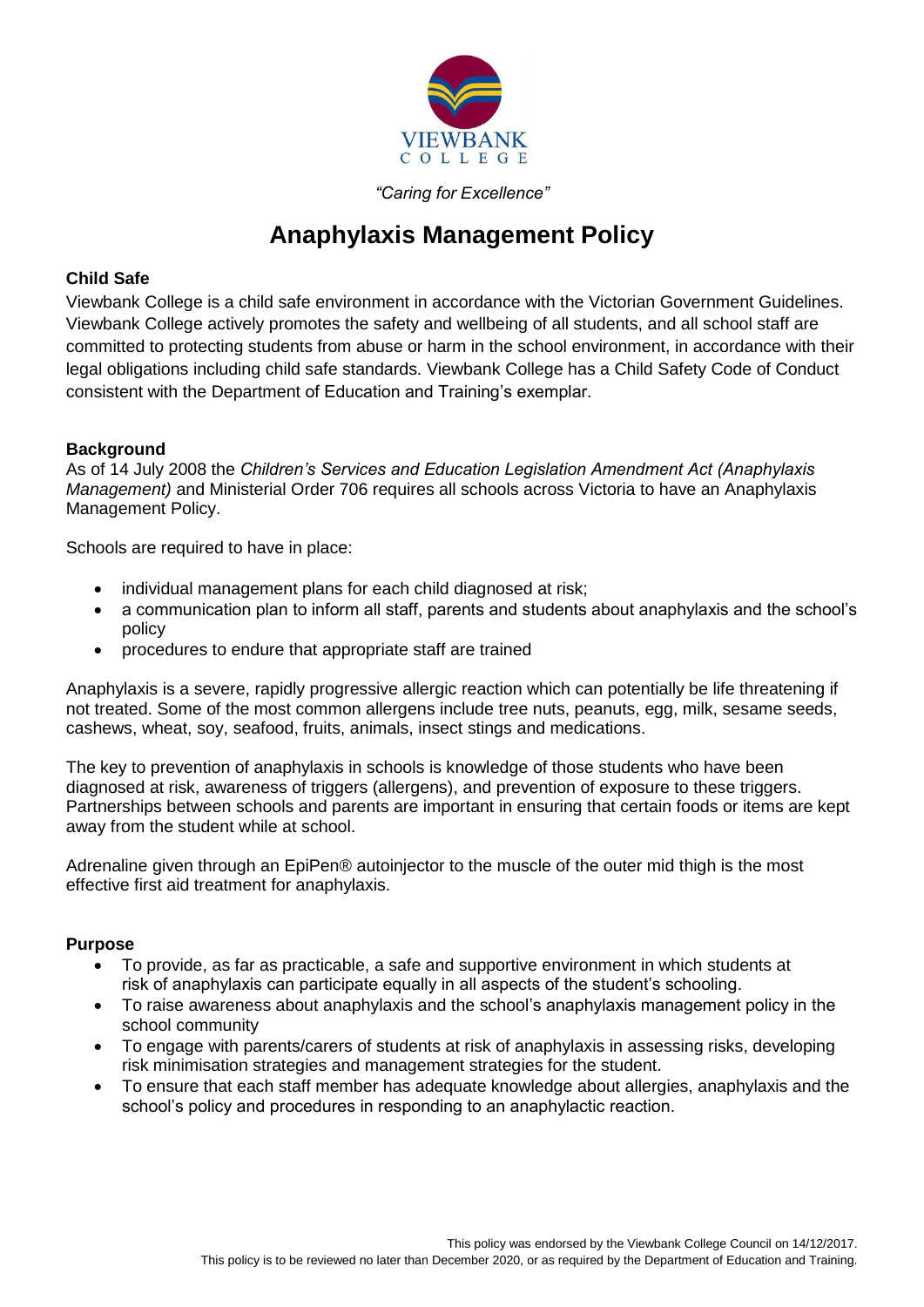VIEWBANK COLLEGE

*"Caring for Excellence"*

# Anaphylaxis Management Policy

**Child Safe**

Viewbank College is a child safe environment in accordance with the Victorian Government Guidelines. Viewbank College actively promotes the safety and wellbeing of all students, and all school staff are committed to protecting students from abuse or harm in the school environment, in accordance with their legal obligations including child safe standards. Viewbank College has a Child Safety Code of Conduct consistent with the Department of Education and Training's exemplar.

**Background**

As of 14 July 2008 the *Children's Services and Education Legislation Amendment Act (Anaphylaxis Management)* and Ministerial Order 706 requires all schools across Victoria to have an Anaphylaxis Management Policy.

Schools are required to have in place:

- individual management plans for each child diagnosed at risk;
- a communication plan to inform all staff, parents and students about anaphylaxis and the school's policy
- procedures to endure that appropriate staff are trained

Anaphylaxis is a severe, rapidly progressive allergic reaction which can potentially be life threatening if not treated. Some of the most common allergens include tree nuts, peanuts, egg, milk, sesame seeds, cashews, wheat, soy, seafood, fruits, animals, insect stings and medications.

The key to prevention of anaphylaxis in schools is knowledge of those students who have been diagnosed at risk, awareness of triggers (allergens), and prevention of exposure to these triggers. Partnerships between schools and parents are important in ensuring that certain foods or items are kept away from the student while at school.

Adrenaline given through an EpiPen® autoinjector to the muscle of the outer mid thigh is the most effective first aid treatment for anaphylaxis.

**Purpose**

- To provide, as far as practicable, a safe and supportive environment in which students at risk of anaphylaxis can participate equally in all aspects of the student's schooling.
- To raise awareness about anaphylaxis and the school's anaphylaxis management policy in the school community
- To engage with parents/carers of students at risk of anaphylaxis in assessing risks, developing risk minimisation strategies and management strategies for the student.
- To ensure that each staff member has adequate knowledge about allergies, anaphylaxis and the school's policy and procedures in responding to an anaphylactic reaction.

This policy was endorsed by the Viewbank College Council on 14/12/2017.
This policy is to be reviewed no later than December 2020, or as required by the Department of Education and Training.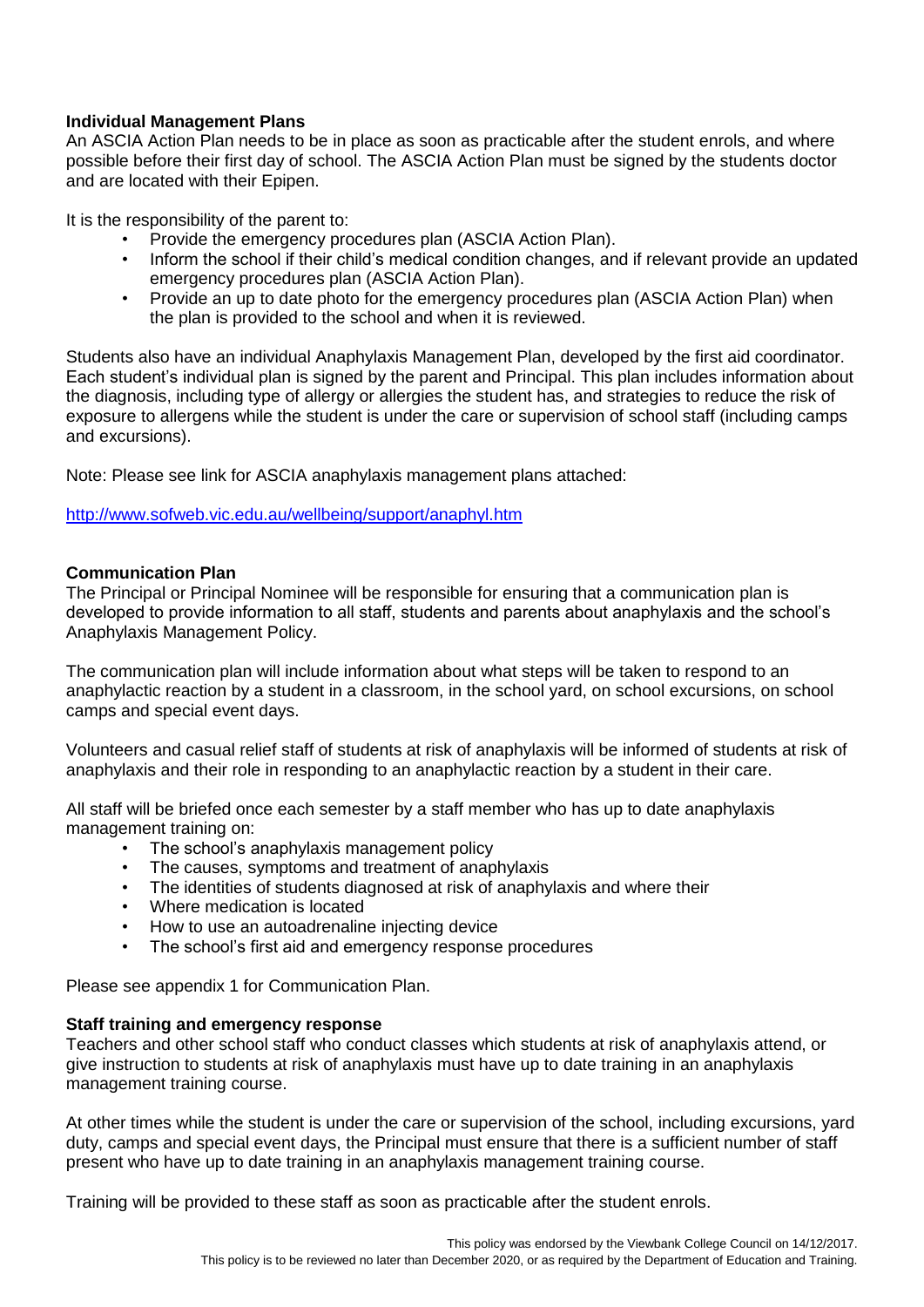**Individual Management Plans**

An ASCIA Action Plan needs to be in place as soon as practicable after the student enrols, and where possible before their first day of school. The ASCIA Action Plan must be signed by the students doctor and are located with their Epipen.

It is the responsibility of the parent to:

- Provide the emergency procedures plan (ASCIA Action Plan).
- Inform the school if their child's medical condition changes, and if relevant provide an updated emergency procedures plan (ASCIA Action Plan).
- Provide an up to date photo for the emergency procedures plan (ASCIA Action Plan) when the plan is provided to the school and when it is reviewed.

Students also have an individual Anaphylaxis Management Plan, developed by the first aid coordinator. Each student's individual plan is signed by the parent and Principal. This plan includes information about the diagnosis, including type of allergy or allergies the student has, and strategies to reduce the risk of exposure to allergens while the student is under the care or supervision of school staff (including camps and excursions).

Note: Please see link for ASCIA anaphylaxis management plans attached:

http://www.sofweb.vic.edu.au/wellbeing/support/anaphyl.htm

**Communication Plan**

The Principal or Principal Nominee will be responsible for ensuring that a communication plan is developed to provide information to all staff, students and parents about anaphylaxis and the school's Anaphylaxis Management Policy.

The communication plan will include information about what steps will be taken to respond to an anaphylactic reaction by a student in a classroom, in the school yard, on school excursions, on school camps and special event days.

Volunteers and casual relief staff of students at risk of anaphylaxis will be informed of students at risk of anaphylaxis and their role in responding to an anaphylactic reaction by a student in their care.

All staff will be briefed once each semester by a staff member who has up to date anaphylaxis management training on:

- The school's anaphylaxis management policy
- The causes, symptoms and treatment of anaphylaxis
- The identities of students diagnosed at risk of anaphylaxis and where their
- Where medication is located
- How to use an autoadrenaline injecting device
- The school's first aid and emergency response procedures

Please see appendix 1 for Communication Plan.

**Staff training and emergency response**

Teachers and other school staff who conduct classes which students at risk of anaphylaxis attend, or give instruction to students at risk of anaphylaxis must have up to date training in an anaphylaxis management training course.

At other times while the student is under the care or supervision of the school, including excursions, yard duty, camps and special event days, the Principal must ensure that there is a sufficient number of staff present who have up to date training in an anaphylaxis management training course.

Training will be provided to these staff as soon as practicable after the student enrols.

This policy was endorsed by the Viewbank College Council on 14/12/2017.
This policy is to be reviewed no later than December 2020, or as required by the Department of Education and Training.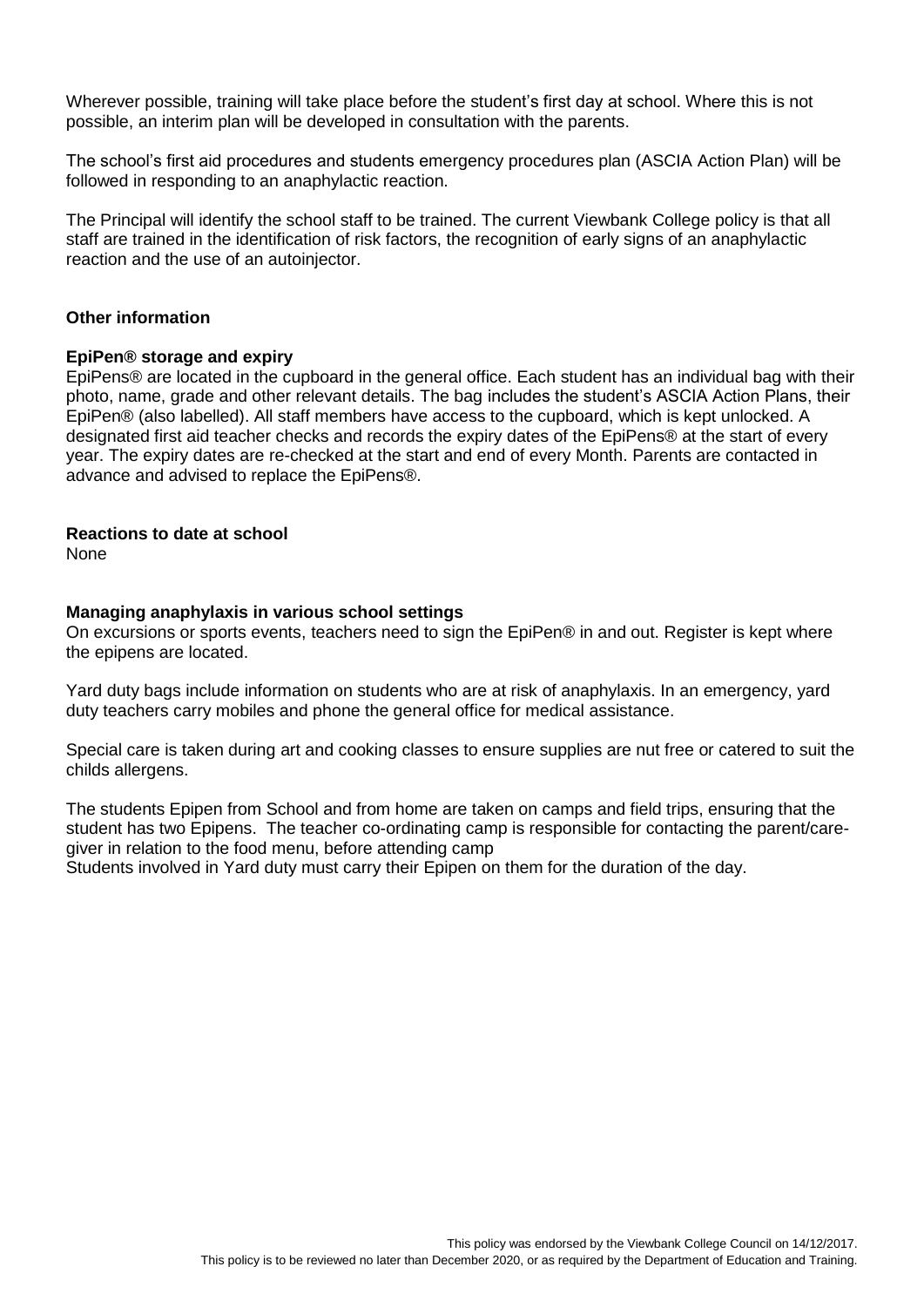Wherever possible, training will take place before the student's first day at school. Where this is not possible, an interim plan will be developed in consultation with the parents.

The school's first aid procedures and students emergency procedures plan (ASCIA Action Plan) will be followed in responding to an anaphylactic reaction.

The Principal will identify the school staff to be trained. The current Viewbank College policy is that all staff are trained in the identification of risk factors, the recognition of early signs of an anaphylactic reaction and the use of an autoinjector.

### Other information

#### EpiPen® storage and expiry

EpiPens® are located in the cupboard in the general office. Each student has an individual bag with their photo, name, grade and other relevant details. The bag includes the student's ASCIA Action Plans, their EpiPen® (also labelled). All staff members have access to the cupboard, which is kept unlocked. A designated first aid teacher checks and records the expiry dates of the EpiPens® at the start of every year. The expiry dates are re-checked at the start and end of every Month. Parents are contacted in advance and advised to replace the EpiPens®.

#### Reactions to date at school

None

#### Managing anaphylaxis in various school settings

On excursions or sports events, teachers need to sign the EpiPen® in and out. Register is kept where the epipens are located.

Yard duty bags include information on students who are at risk of anaphylaxis. In an emergency, yard duty teachers carry mobiles and phone the general office for medical assistance.

Special care is taken during art and cooking classes to ensure supplies are nut free or catered to suit the childs allergens.

The students Epipen from School and from home are taken on camps and field trips, ensuring that the student has two Epipens. The teacher co-ordinating camp is responsible for contacting the parent/care-giver in relation to the food menu, before attending camp
Students involved in Yard duty must carry their Epipen on them for the duration of the day.

This policy was endorsed by the Viewbank College Council on 14/12/2017.
This policy is to be reviewed no later than December 2020, or as required by the Department of Education and Training.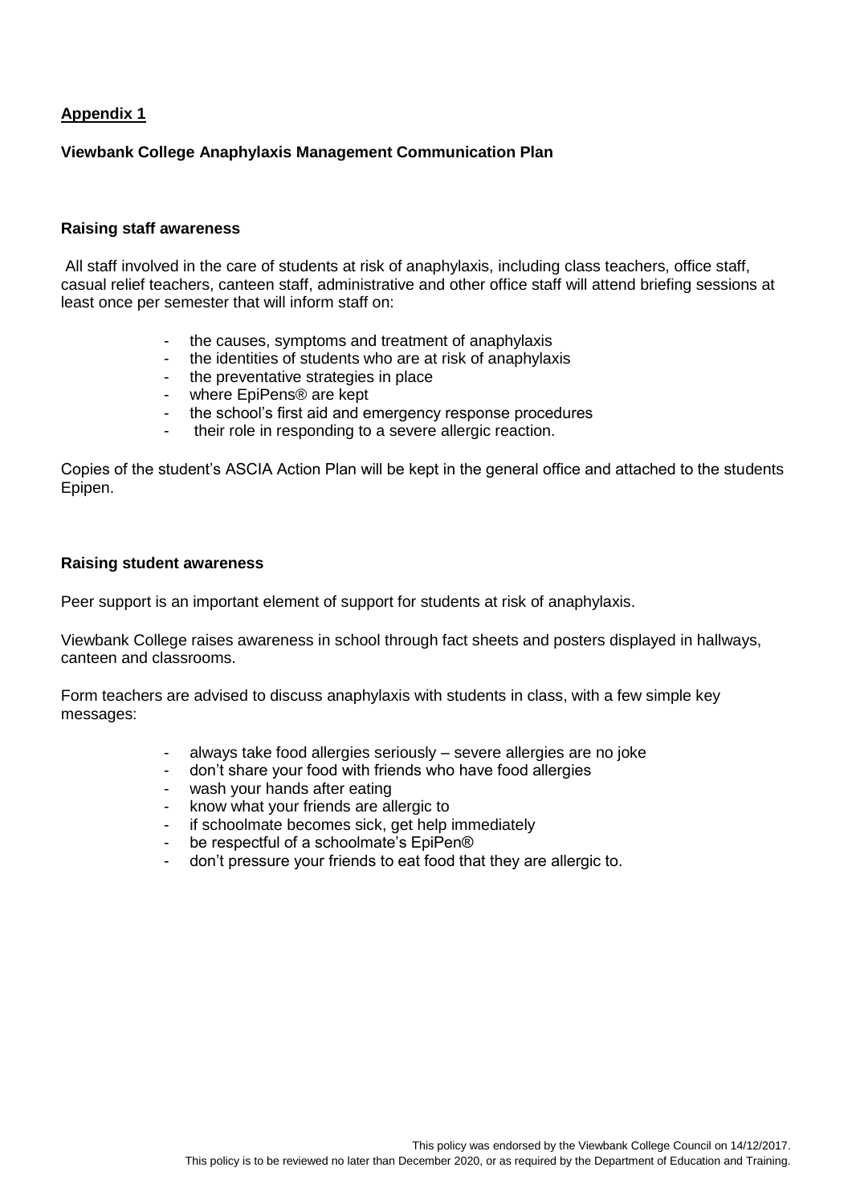**Appendix 1**

**Viewbank College Anaphylaxis Management Communication Plan**

**Raising staff awareness**

All staff involved in the care of students at risk of anaphylaxis, including class teachers, office staff, casual relief teachers, canteen staff, administrative and other office staff will attend briefing sessions at least once per semester that will inform staff on:

- the causes, symptoms and treatment of anaphylaxis
- the identities of students who are at risk of anaphylaxis
- the preventative strategies in place
- where EpiPens® are kept
- the school's first aid and emergency response procedures
- their role in responding to a severe allergic reaction.

Copies of the student's ASCIA Action Plan will be kept in the general office and attached to the students Epipen.

**Raising student awareness**

Peer support is an important element of support for students at risk of anaphylaxis.

Viewbank College raises awareness in school through fact sheets and posters displayed in hallways, canteen and classrooms.

Form teachers are advised to discuss anaphylaxis with students in class, with a few simple key messages:

- always take food allergies seriously – severe allergies are no joke
- don't share your food with friends who have food allergies
- wash your hands after eating
- know what your friends are allergic to
- if schoolmate becomes sick, get help immediately
- be respectful of a schoolmate's EpiPen®
- don't pressure your friends to eat food that they are allergic to.

This policy was endorsed by the Viewbank College Council on 14/12/2017.
This policy is to be reviewed no later than December 2020, or as required by the Department of Education and Training.